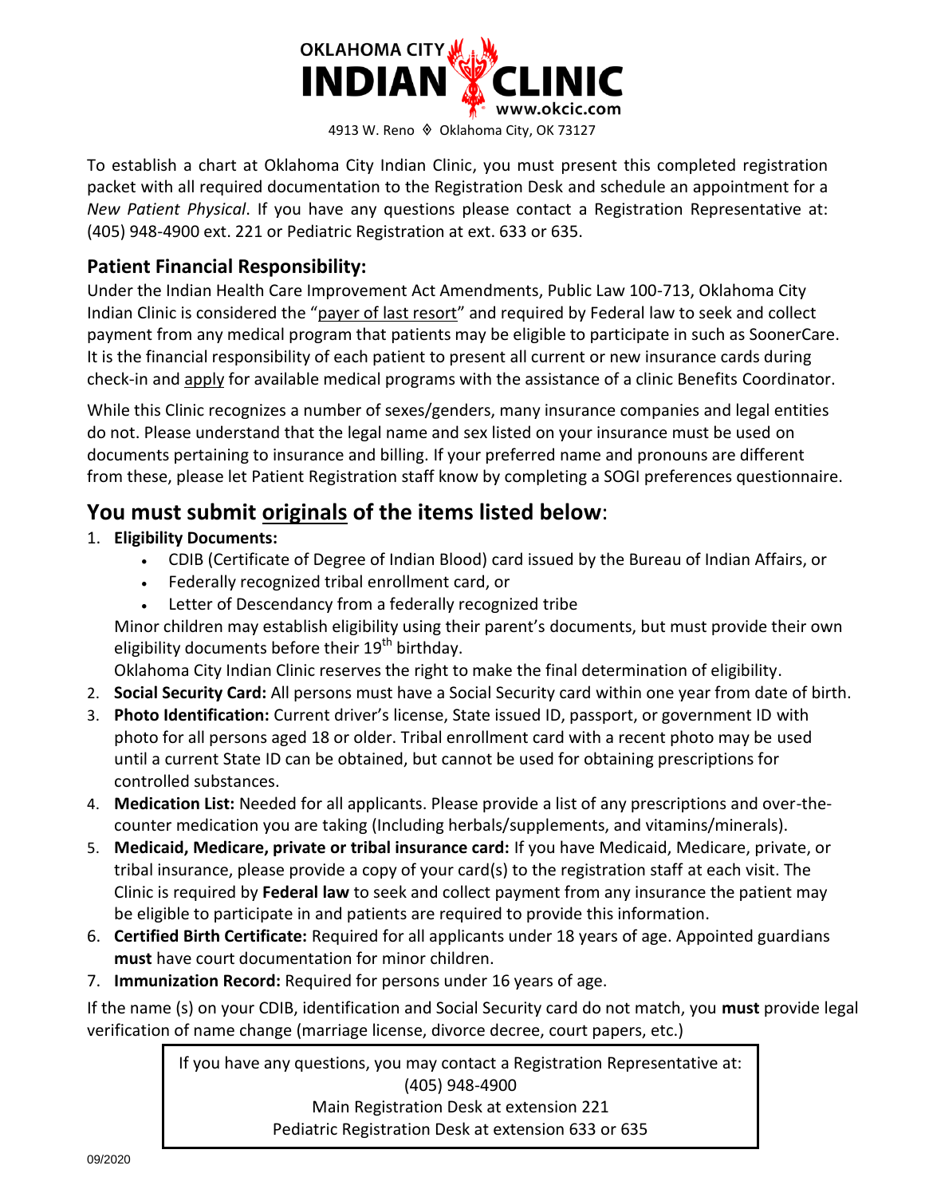**OKLAHOMA CITY INDIAN CLINIC**
www.okcic.com

4913 W. Reno ◊ Oklahoma City, OK 73127

To establish a chart at Oklahoma City Indian Clinic, you must present this completed registration packet with all required documentation to the Registration Desk and schedule an appointment for a *New Patient Physical*. If you have any questions please contact a Registration Representative at: (405) 948-4900 ext. 221 or Pediatric Registration at ext. 633 or 635.

### Patient Financial Responsibility:

Under the Indian Health Care Improvement Act Amendments, Public Law 100-713, Oklahoma City Indian Clinic is considered the "payer of last resort" and required by Federal law to seek and collect payment from any medical program that patients may be eligible to participate in such as SoonerCare. It is the financial responsibility of each patient to present all current or new insurance cards during check-in and apply for available medical programs with the assistance of a clinic Benefits Coordinator.

While this Clinic recognizes a number of sexes/genders, many insurance companies and legal entities do not. Please understand that the legal name and sex listed on your insurance must be used on documents pertaining to insurance and billing. If your preferred name and pronouns are different from these, please let Patient Registration staff know by completing a SOGI preferences questionnaire.

## You must submit originals of the items listed below:

1. **Eligibility Documents:**
   - CDIB (Certificate of Degree of Indian Blood) card issued by the Bureau of Indian Affairs, or
   - Federally recognized tribal enrollment card, or
   - Letter of Descendancy from a federally recognized tribe

   Minor children may establish eligibility using their parent's documents, but must provide their own eligibility documents before their 19th birthday.

   Oklahoma City Indian Clinic reserves the right to make the final determination of eligibility.
2. **Social Security Card:** All persons must have a Social Security card within one year from date of birth.
3. **Photo Identification:** Current driver's license, State issued ID, passport, or government ID with photo for all persons aged 18 or older. Tribal enrollment card with a recent photo may be used until a current State ID can be obtained, but cannot be used for obtaining prescriptions for controlled substances.
4. **Medication List:** Needed for all applicants. Please provide a list of any prescriptions and over-the-counter medication you are taking (Including herbals/supplements, and vitamins/minerals).
5. **Medicaid, Medicare, private or tribal insurance card:** If you have Medicaid, Medicare, private, or tribal insurance, please provide a copy of your card(s) to the registration staff at each visit. The Clinic is required by **Federal law** to seek and collect payment from any insurance the patient may be eligible to participate in and patients are required to provide this information.
6. **Certified Birth Certificate:** Required for all applicants under 18 years of age. Appointed guardians **must** have court documentation for minor children.
7. **Immunization Record:** Required for persons under 16 years of age.

If the name (s) on your CDIB, identification and Social Security card do not match, you **must** provide legal verification of name change (marriage license, divorce decree, court papers, etc.)

If you have any questions, you may contact a Registration Representative at:
(405) 948-4900
Main Registration Desk at extension 221
Pediatric Registration Desk at extension 633 or 635

09/2020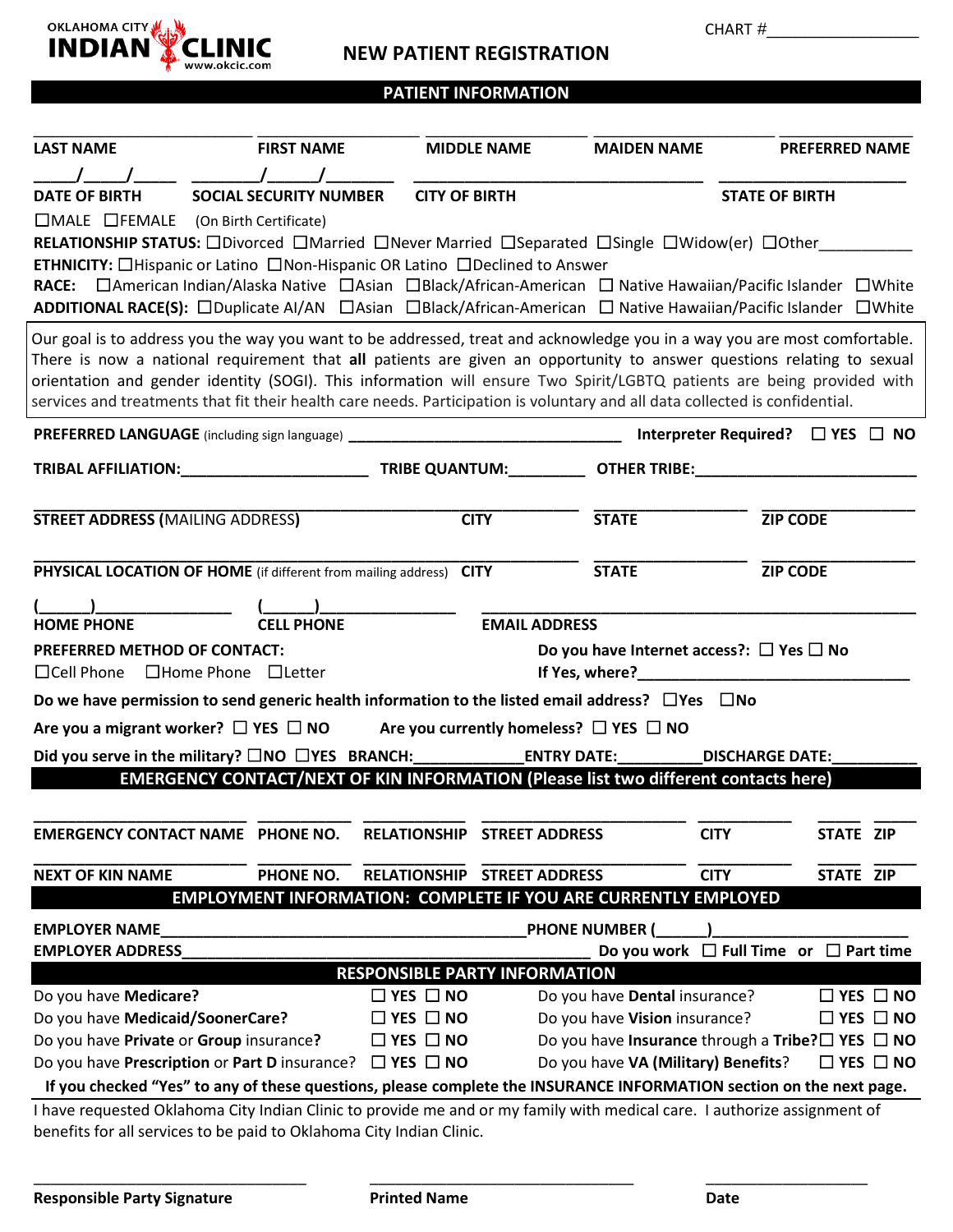OKLAHOMA CITY INDIAN CLINIC
www.okcic.com

CHART #__________________

# NEW PATIENT REGISTRATION

## PATIENT INFORMATION

| LAST NAME | FIRST NAME | MIDDLE NAME | MAIDEN NAME | PREFERRED NAME |
|---|---|---|---|---|
| | | | | |

| DATE OF BIRTH | SOCIAL SECURITY NUMBER | CITY OF BIRTH | STATE OF BIRTH |
|---|---|---|---|
| ____/____/____ | ________/______/________ | | |

☐MALE ☐FEMALE (On Birth Certificate)

**RELATIONSHIP STATUS:** ☐Divorced ☐Married ☐Never Married ☐Separated ☐Single ☐Widow(er) ☐Other__________

**ETHNICITY:** ☐Hispanic or Latino ☐Non-Hispanic OR Latino ☐Declined to Answer

**RACE:** ☐American Indian/Alaska Native ☐Asian ☐Black/African-American ☐ Native Hawaiian/Pacific Islander ☐White

**ADDITIONAL RACE(S):** ☐Duplicate AI/AN ☐Asian ☐Black/African-American ☐ Native Hawaiian/Pacific Islander ☐White

Our goal is to address you the way you want to be addressed, treat and acknowledge you in a way you are most comfortable. There is now a national requirement that **all** patients are given an opportunity to answer questions relating to sexual orientation and gender identity (SOGI). This information will ensure Two Spirit/LGBTQ patients are being provided with services and treatments that fit their health care needs. Participation is voluntary and all data collected is confidential.

**PREFERRED LANGUAGE** (including sign language) ________________________________ **Interpreter Required?** ☐ YES ☐ NO

**TRIBAL AFFILIATION:**_____________________ **TRIBE QUANTUM:**_________ **OTHER TRIBE:**__________________________

| STREET ADDRESS (MAILING ADDRESS) | CITY | STATE | ZIP CODE |
|---|---|---|---|
| | | | |

| PHYSICAL LOCATION OF HOME (if different from mailing address) | CITY | STATE | ZIP CODE |
|---|---|---|---|
| | | | |

| HOME PHONE | CELL PHONE | EMAIL ADDRESS |
|---|---|---|
| (______)______________ | (______)______________ | |

**PREFERRED METHOD OF CONTACT:**
☐Cell Phone ☐Home Phone ☐Letter

**Do you have Internet access?:** ☐ Yes ☐ No
**If Yes, where?**________________________________

**Do we have permission to send generic health information to the listed email address?** ☐Yes ☐No

**Are you a migrant worker?** ☐ YES ☐ NO **Are you currently homeless?** ☐ YES ☐ NO

**Did you serve in the military?** ☐NO ☐YES **BRANCH:**____________**ENTRY DATE:**_________**DISCHARGE DATE:**__________

## EMERGENCY CONTACT/NEXT OF KIN INFORMATION (Please list two different contacts here)

| EMERGENCY CONTACT NAME | PHONE NO. | RELATIONSHIP | STREET ADDRESS | CITY | STATE | ZIP |
|---|---|---|---|---|---|---|
| | | | | | | |

| NEXT OF KIN NAME | PHONE NO. | RELATIONSHIP | STREET ADDRESS | CITY | STATE | ZIP |
|---|---|---|---|---|---|---|
| | | | | | | |

## EMPLOYMENT INFORMATION: COMPLETE IF YOU ARE CURRENTLY EMPLOYED

**EMPLOYER NAME**___________________________________________**PHONE NUMBER (**______**)**____________________

**EMPLOYER ADDRESS**_______________________________________________ **Do you work** ☐ **Full Time** or ☐ **Part time**

## RESPONSIBLE PARTY INFORMATION

| | | | |
|---|---|---|---|
| Do you have **Medicare?** | ☐ YES ☐ NO | Do you have **Dental** insurance? | ☐ YES ☐ NO |
| Do you have **Medicaid/SoonerCare?** | ☐ YES ☐ NO | Do you have **Vision** insurance? | ☐ YES ☐ NO |
| Do you have **Private** or **Group** insurance**?** | ☐ YES ☐ NO | Do you have **Insurance** through a **Tribe?** | ☐ YES ☐ NO |
| Do you have **Prescription** or **Part D** insurance? | ☐ YES ☐ NO | Do you have **VA (Military) Benefits**? | ☐ YES ☐ NO |

**If you checked "Yes" to any of these questions, please complete the INSURANCE INFORMATION section on the next page.**

I have requested Oklahoma City Indian Clinic to provide me and or my family with medical care. I authorize assignment of benefits for all services to be paid to Oklahoma City Indian Clinic.

| Responsible Party Signature | Printed Name | Date |
|---|---|---|
| | | |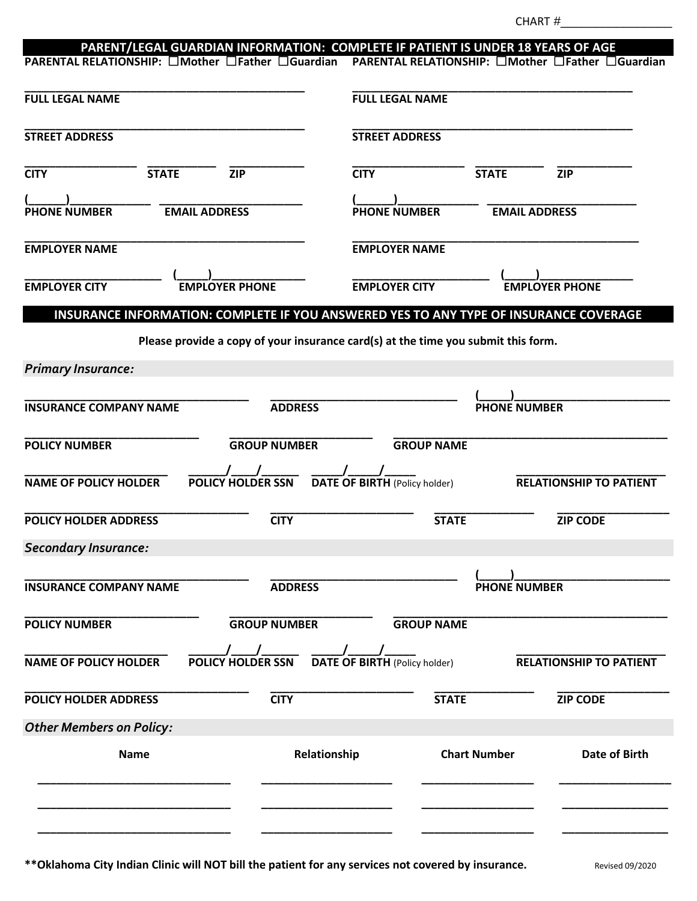CHART #__________________

## PARENT/LEGAL GUARDIAN INFORMATION: COMPLETE IF PATIENT IS UNDER 18 YEARS OF AGE

**PARENTAL RELATIONSHIP:** ☐Mother ☐Father ☐Guardian

______________________________________________
**FULL LEGAL NAME**

______________________________________________
**STREET ADDRESS**

__________________ ___________ ____________
**CITY** **STATE** **ZIP**

(______)______________ ________________________
**PHONE NUMBER** **EMAIL ADDRESS**

______________________________________________
**EMPLOYER NAME**

______________________ (_____)________________
**EMPLOYER CITY** **EMPLOYER PHONE**

**PARENTAL RELATIONSHIP:** ☐Mother ☐Father ☐Guardian

______________________________________________
**FULL LEGAL NAME**

______________________________________________
**STREET ADDRESS**

__________________ ___________ ____________
**CITY** **STATE** **ZIP**

(______)______________ ________________________
**PHONE NUMBER** **EMAIL ADDRESS**

______________________________________________
**EMPLOYER NAME**

______________________ (_____)________________
**EMPLOYER CITY** **EMPLOYER PHONE**

## INSURANCE INFORMATION: COMPLETE IF YOU ANSWERED YES TO ANY TYPE OF INSURANCE COVERAGE

**Please provide a copy of your insurance card(s) at the time you submit this form.**

### *Primary Insurance:*

____________________________________ ______________________________ (_____)__________________________
**INSURANCE COMPANY NAME** **ADDRESS** **PHONE NUMBER**

____________________________ _______________________ ____________________________________________
**POLICY NUMBER** **GROUP NUMBER** **GROUP NAME**

______________________ ______/____/______ _____/_____/_____ ________________________
**NAME OF POLICY HOLDER** **POLICY HOLDER SSN** **DATE OF BIRTH** (Policy holder) **RELATIONSHIP TO PATIENT**

____________________________________ _______________________ ________________ __________________
**POLICY HOLDER ADDRESS** **CITY** **STATE** **ZIP CODE**

### *Secondary Insurance:*

____________________________________ ______________________________ (_____)__________________________
**INSURANCE COMPANY NAME** **ADDRESS** **PHONE NUMBER**

____________________________ _______________________ ____________________________________________
**POLICY NUMBER** **GROUP NUMBER** **GROUP NAME**

______________________ ______/____/______ _____/_____/_____ ________________________
**NAME OF POLICY HOLDER** **POLICY HOLDER SSN** **DATE OF BIRTH** (Policy holder) **RELATIONSHIP TO PATIENT**

____________________________________ _______________________ ________________ __________________
**POLICY HOLDER ADDRESS** **CITY** **STATE** **ZIP CODE**

### *Other Members on Policy:*

| Name | Relationship | Chart Number | Date of Birth |
|---|---|---|---|
| | | | |
| | | | |
| | | | |

**\*\*Oklahoma City Indian Clinic will NOT bill the patient for any services not covered by insurance.**

Revised 09/2020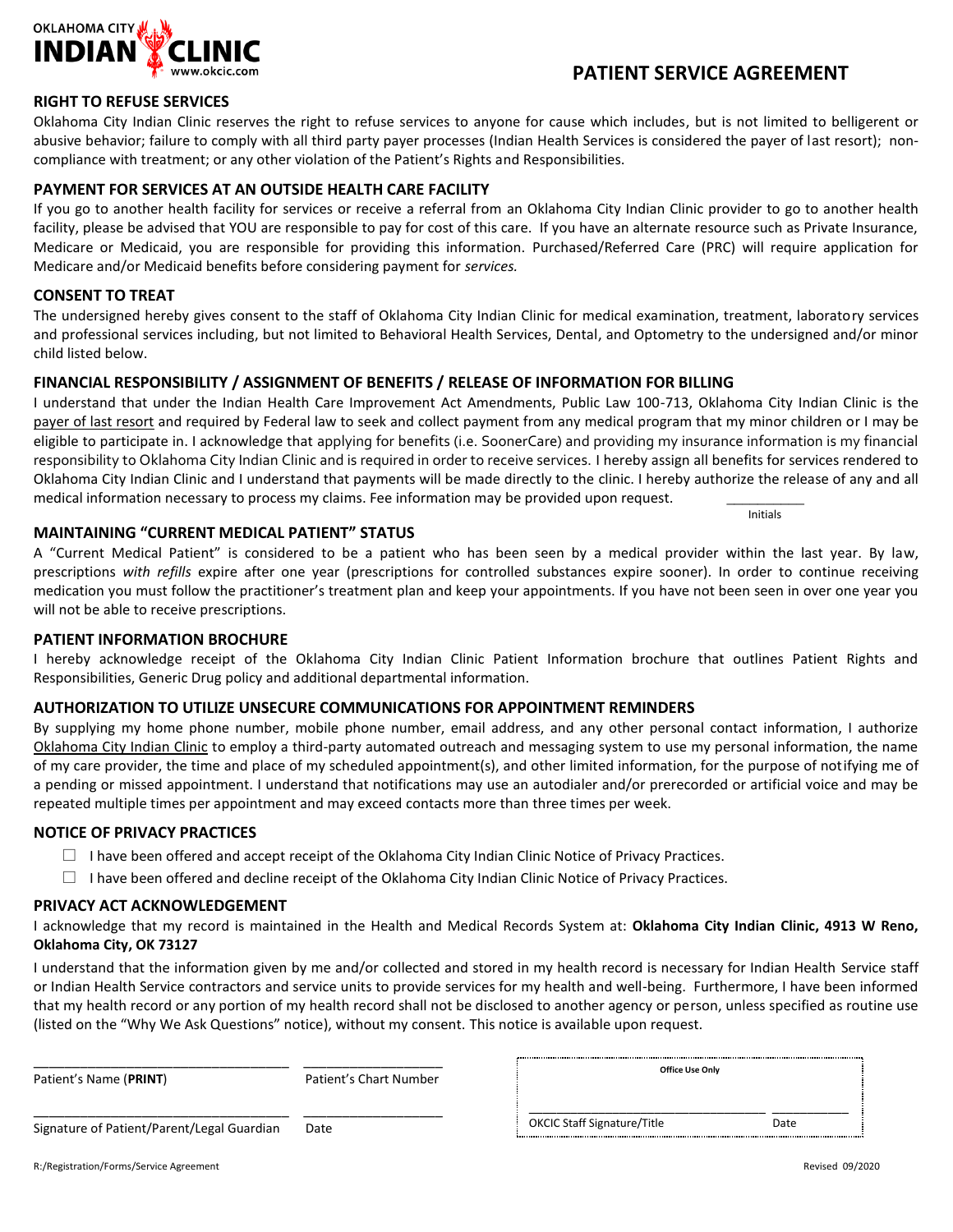OKLAHOMA CITY INDIAN CLINIC www.okcic.com

# PATIENT SERVICE AGREEMENT

## RIGHT TO REFUSE SERVICES

Oklahoma City Indian Clinic reserves the right to refuse services to anyone for cause which includes, but is not limited to belligerent or abusive behavior; failure to comply with all third party payer processes (Indian Health Services is considered the payer of last resort); non-compliance with treatment; or any other violation of the Patient's Rights and Responsibilities.

## PAYMENT FOR SERVICES AT AN OUTSIDE HEALTH CARE FACILITY

If you go to another health facility for services or receive a referral from an Oklahoma City Indian Clinic provider to go to another health facility, please be advised that YOU are responsible to pay for cost of this care. If you have an alternate resource such as Private Insurance, Medicare or Medicaid, you are responsible for providing this information. Purchased/Referred Care (PRC) will require application for Medicare and/or Medicaid benefits before considering payment for *services.*

## CONSENT TO TREAT

The undersigned hereby gives consent to the staff of Oklahoma City Indian Clinic for medical examination, treatment, laboratory services and professional services including, but not limited to Behavioral Health Services, Dental, and Optometry to the undersigned and/or minor child listed below.

## FINANCIAL RESPONSIBILITY / ASSIGNMENT OF BENEFITS / RELEASE OF INFORMATION FOR BILLING

I understand that under the Indian Health Care Improvement Act Amendments, Public Law 100-713, Oklahoma City Indian Clinic is the <u>payer of last resort</u> and required by Federal law to seek and collect payment from any medical program that my minor children or I may be eligible to participate in. I acknowledge that applying for benefits (i.e. SoonerCare) and providing my insurance information is my financial responsibility to Oklahoma City Indian Clinic and is required in order to receive services. I hereby assign all benefits for services rendered to Oklahoma City Indian Clinic and I understand that payments will be made directly to the clinic. I hereby authorize the release of any and all medical information necessary to process my claims. Fee information may be provided upon request.

__________
Initials

## MAINTAINING "CURRENT MEDICAL PATIENT" STATUS

A "Current Medical Patient" is considered to be a patient who has been seen by a medical provider within the last year. By law, prescriptions *with refills* expire after one year (prescriptions for controlled substances expire sooner). In order to continue receiving medication you must follow the practitioner's treatment plan and keep your appointments. If you have not been seen in over one year you will not be able to receive prescriptions.

## PATIENT INFORMATION BROCHURE

I hereby acknowledge receipt of the Oklahoma City Indian Clinic Patient Information brochure that outlines Patient Rights and Responsibilities, Generic Drug policy and additional departmental information.

## AUTHORIZATION TO UTILIZE UNSECURE COMMUNICATIONS FOR APPOINTMENT REMINDERS

By supplying my home phone number, mobile phone number, email address, and any other personal contact information, I authorize <u>Oklahoma City Indian Clinic</u> to employ a third-party automated outreach and messaging system to use my personal information, the name of my care provider, the time and place of my scheduled appointment(s), and other limited information, for the purpose of notifying me of a pending or missed appointment. I understand that notifications may use an autodialer and/or prerecorded or artificial voice and may be repeated multiple times per appointment and may exceed contacts more than three times per week.

## NOTICE OF PRIVACY PRACTICES

- ☐ I have been offered and accept receipt of the Oklahoma City Indian Clinic Notice of Privacy Practices.
- ☐ I have been offered and decline receipt of the Oklahoma City Indian Clinic Notice of Privacy Practices.

## PRIVACY ACT ACKNOWLEDGEMENT

I acknowledge that my record is maintained in the Health and Medical Records System at: **Oklahoma City Indian Clinic, 4913 W Reno, Oklahoma City, OK 73127**

I understand that the information given by me and/or collected and stored in my health record is necessary for Indian Health Service staff or Indian Health Service contractors and service units to provide services for my health and well-being. Furthermore, I have been informed that my health record or any portion of my health record shall not be disclosed to another agency or person, unless specified as routine use (listed on the "Why We Ask Questions" notice), without my consent. This notice is available upon request.

________________________________ ________________
Patient's Name (**PRINT**) Patient's Chart Number

________________________________ ________________
Signature of Patient/Parent/Legal Guardian Date

**Office Use Only**

________________________________ __________
OKCIC Staff Signature/Title Date

R:/Registration/Forms/Service Agreement

Revised 09/2020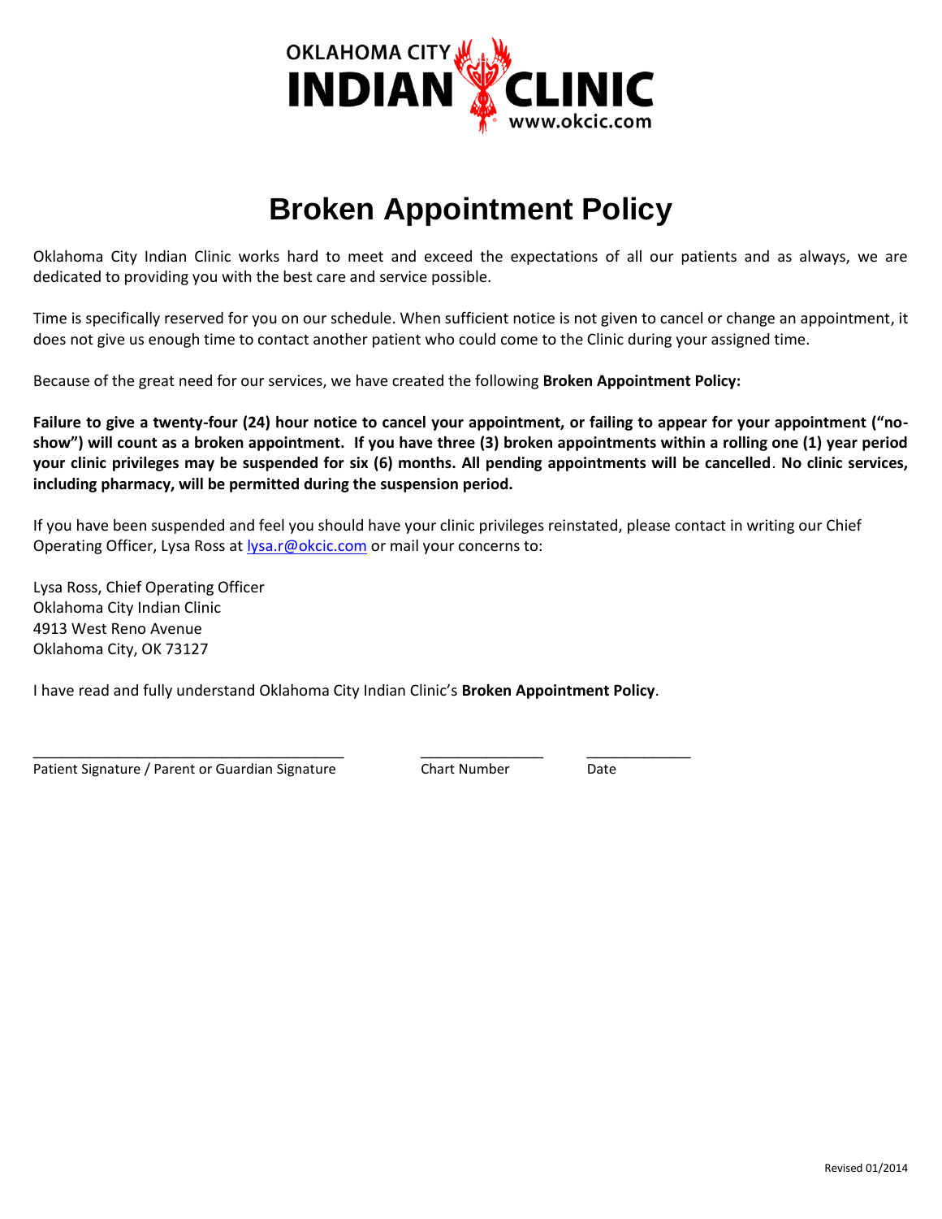OKLAHOMA CITY INDIAN CLINIC
www.okcic.com

# Broken Appointment Policy

Oklahoma City Indian Clinic works hard to meet and exceed the expectations of all our patients and as always, we are dedicated to providing you with the best care and service possible.

Time is specifically reserved for you on our schedule. When sufficient notice is not given to cancel or change an appointment, it does not give us enough time to contact another patient who could come to the Clinic during your assigned time.

Because of the great need for our services, we have created the following **Broken Appointment Policy:**

**Failure to give a twenty-four (24) hour notice to cancel your appointment, or failing to appear for your appointment ("no-show") will count as a broken appointment. If you have three (3) broken appointments within a rolling one (1) year period your clinic privileges may be suspended for six (6) months. All pending appointments will be cancelled**. **No clinic services, including pharmacy, will be permitted during the suspension period.**

If you have been suspended and feel you should have your clinic privileges reinstated, please contact in writing our Chief Operating Officer, Lysa Ross at lysa.r@okcic.com or mail your concerns to:

Lysa Ross, Chief Operating Officer
Oklahoma City Indian Clinic
4913 West Reno Avenue
Oklahoma City, OK 73127

I have read and fully understand Oklahoma City Indian Clinic's **Broken Appointment Policy**.

\_\_\_\_\_\_\_\_\_\_\_\_\_\_\_\_\_\_\_\_\_\_\_\_\_\_\_\_\_\_\_\_\_\_\_\_\_\_ \_\_\_\_\_\_\_\_\_\_\_\_\_\_\_ \_\_\_\_\_\_\_\_\_\_\_\_\_
Patient Signature / Parent or Guardian Signature Chart Number Date

Revised 01/2014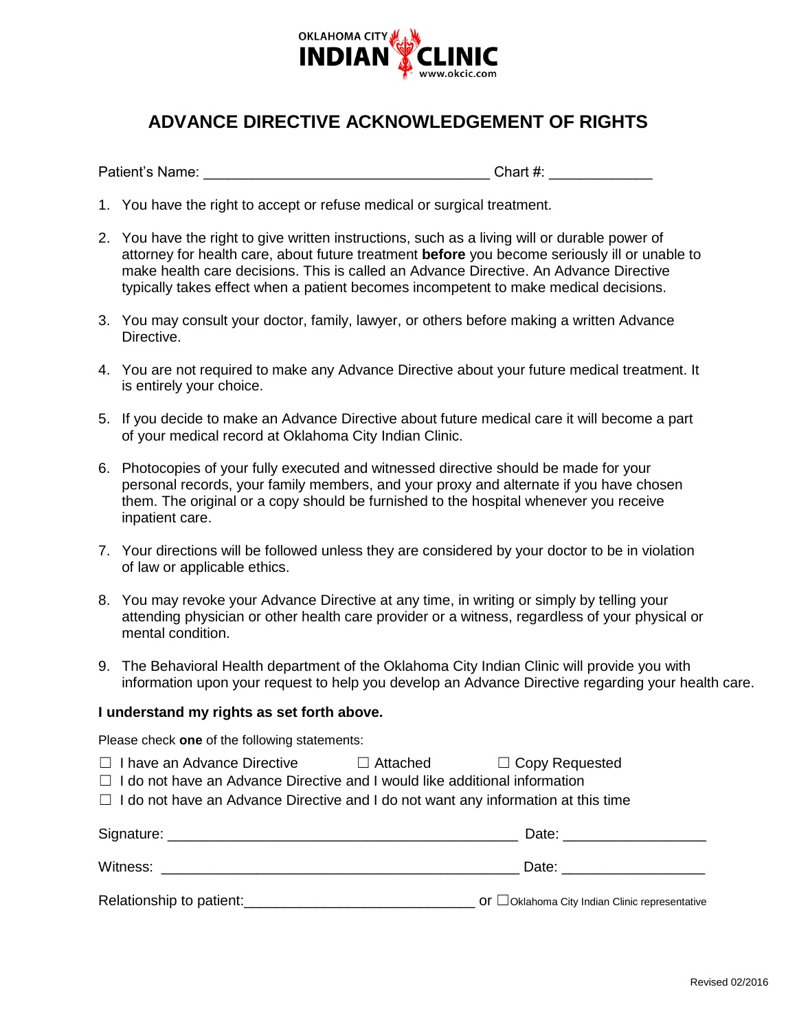OKLAHOMA CITY INDIAN CLINIC
www.okcic.com

# ADVANCE DIRECTIVE ACKNOWLEDGEMENT OF RIGHTS

Patient's Name: ___________________________________ Chart #: ____________

1. You have the right to accept or refuse medical or surgical treatment.

2. You have the right to give written instructions, such as a living will or durable power of attorney for health care, about future treatment **before** you become seriously ill or unable to make health care decisions. This is called an Advance Directive. An Advance Directive typically takes effect when a patient becomes incompetent to make medical decisions.

3. You may consult your doctor, family, lawyer, or others before making a written Advance Directive.

4. You are not required to make any Advance Directive about your future medical treatment. It is entirely your choice.

5. If you decide to make an Advance Directive about future medical care it will become a part of your medical record at Oklahoma City Indian Clinic.

6. Photocopies of your fully executed and witnessed directive should be made for your personal records, your family members, and your proxy and alternate if you have chosen them. The original or a copy should be furnished to the hospital whenever you receive inpatient care.

7. Your directions will be followed unless they are considered by your doctor to be in violation of law or applicable ethics.

8. You may revoke your Advance Directive at any time, in writing or simply by telling your attending physician or other health care provider or a witness, regardless of your physical or mental condition.

9. The Behavioral Health department of the Oklahoma City Indian Clinic will provide you with information upon your request to help you develop an Advance Directive regarding your health care.

**I understand my rights as set forth above.**

Please check **one** of the following statements:

☐ I have an Advance Directive ☐ Attached ☐ Copy Requested
☐ I do not have an Advance Directive and I would like additional information
☐ I do not have an Advance Directive and I do not want any information at this time

Signature: ____________________________________________ Date: _________________

Witness: ______________________________________________ Date: _________________

Relationship to patient:____________________________ or ☐Oklahoma City Indian Clinic representative

Revised 02/2016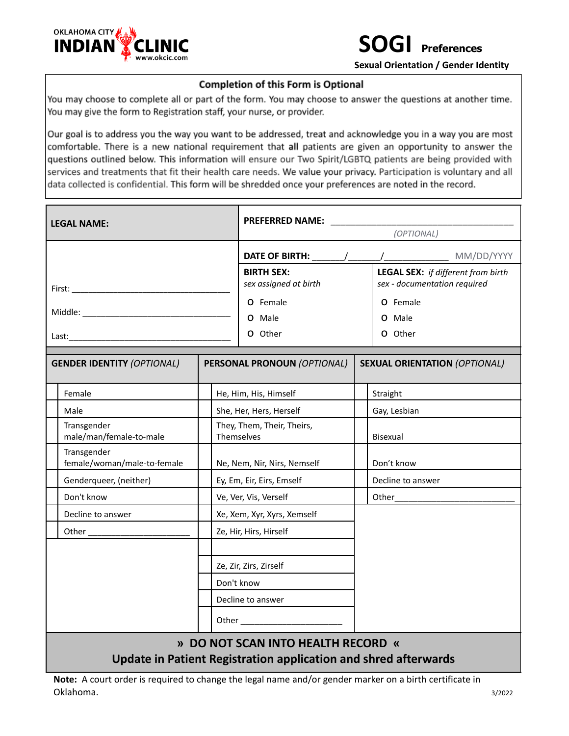OKLAHOMA CITY **INDIAN CLINIC** www.okcic.com

# SOGI Preferences

**Sexual Orientation / Gender Identity**

**Completion of this Form is Optional**

You may choose to complete all or part of the form. You may choose to answer the questions at another time. You may give the form to Registration staff, your nurse, or provider.

Our goal is to address you the way you want to be addressed, treat and acknowledge you in a way you are most comfortable. There is a new national requirement that **all** patients are given an opportunity to answer the questions outlined below. This information will ensure our Two Spirit/LGBTQ patients are being provided with services and treatments that fit their health care needs. We value your privacy. Participation is voluntary and all data collected is confidential. This form will be shredded once your preferences are noted in the record.

| **LEGAL NAME:** | **PREFERRED NAME:** ________________ *(OPTIONAL)* | |
|---|---|---|
| First: ________________ | **DATE OF BIRTH:** ______/______/__________ MM/DD/YYYY | |
| Middle: ________________ | **BIRTH SEX:** *sex assigned at birth* | **LEGAL SEX:** *if different from birth sex - documentation required* |
| Last: ________________ | O Female | O Female |
| | O Male | O Male |
| | O Other | O Other |

| | **GENDER IDENTITY** *(OPTIONAL)* | | **PERSONAL PRONOUN** *(OPTIONAL)* | | **SEXUAL ORIENTATION** *(OPTIONAL)* |
|---|---|---|---|---|---|
| | Female | | He, Him, His, Himself | | Straight |
| | Male | | She, Her, Hers, Herself | | Gay, Lesbian |
| | Transgender male/man/female-to-male | | They, Them, Their, Theirs, Themselves | | Bisexual |
| | Transgender female/woman/male-to-female | | Ne, Nem, Nir, Nirs, Nemself | | Don't know |
| | Genderqueer, (neither) | | Ey, Em, Eir, Eirs, Emself | | Decline to answer |
| | Don't know | | Ve, Ver, Vis, Verself | | Other________________ |
| | Decline to answer | | Xe, Xem, Xyr, Xyrs, Xemself | | |
| | Other ________________ | | Ze, Hir, Hirs, Hirself | | |
| | | | | | |
| | | | Ze, Zir, Zirs, Zirself | | |
| | | | Don't know | | |
| | | | Decline to answer | | |
| | | | Other ________________ | | |

**» DO NOT SCAN INTO HEALTH RECORD «**

**Update in Patient Registration application and shred afterwards**

**Note:** A court order is required to change the legal name and/or gender marker on a birth certificate in Oklahoma.

3/2022